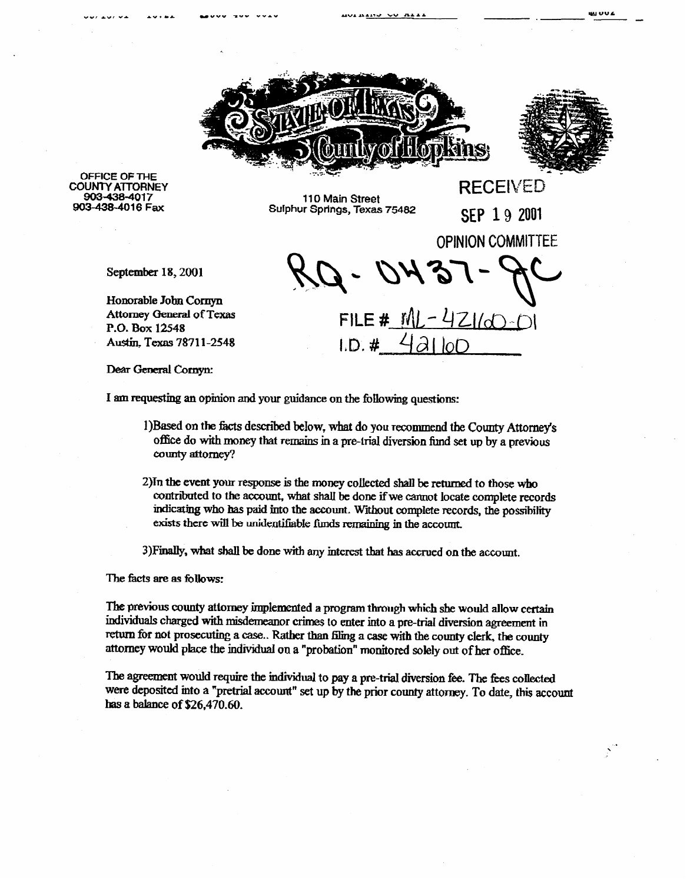**STATE OF TEXAS**
**County of Hopkins**

OFFICE OF THE
COUNTY ATTORNEY
903-438-4017
903-438-4016 Fax

110 Main Street
Sulphur Springs, Texas 75482

RECEIVED
SEP 19 2001
OPINION COMMITTEE

RQ-0437-JC

FILE # ML-42160-01
I.D. # 42160

September 18, 2001

Honorable John Cornyn
Attorney General of Texas
P.O. Box 12548
Austin, Texas 78711-2548

Dear General Cornyn:

I am requesting an opinion and your guidance on the following questions:

1)Based on the facts described below, what do you recommend the County Attorney's office do with money that remains in a pre-trial diversion fund set up by a previous county attorney?

2)In the event your response is the money collected shall be returned to those who contributed to the account, what shall be done if we cannot locate complete records indicating who has paid into the account. Without complete records, the possibility exists there will be unidentifiable funds remaining in the account.

3)Finally, what shall be done with any interest that has accrued on the account.

The facts are as follows:

The previous county attorney implemented a program through which she would allow certain individuals charged with misdemeanor crimes to enter into a pre-trial diversion agreement in return for not prosecuting a case.. Rather than filing a case with the county clerk, the county attorney would place the individual on a "probation" monitored solely out of her office.

The agreement would require the individual to pay a pre-trial diversion fee. The fees collected were deposited into a "pretrial account" set up by the prior county attorney. To date, this account has a balance of $26,470.60.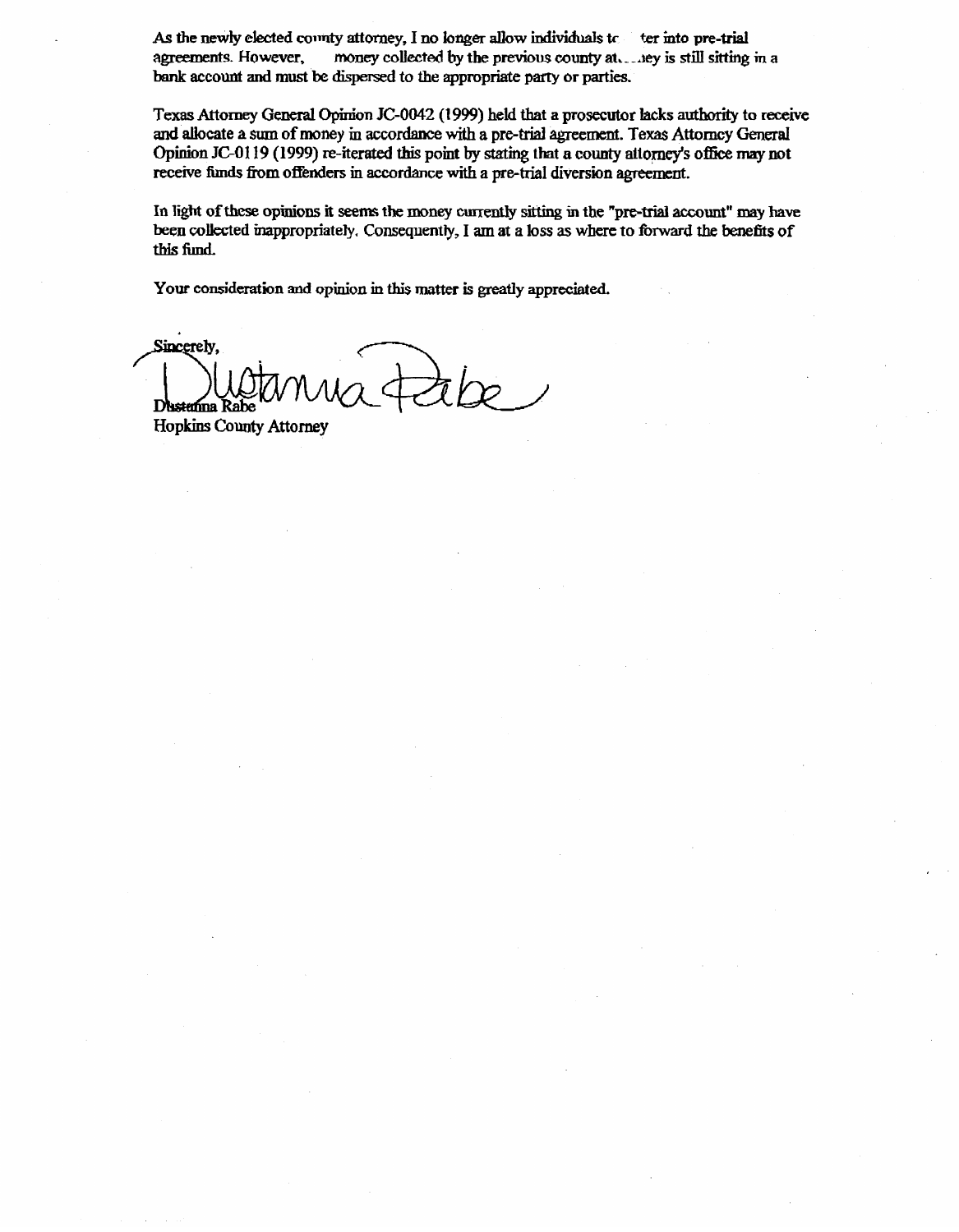As the newly elected county attorney, I no longer allow individuals to enter into pre-trial agreements. However, money collected by the previous county attorney is still sitting in a bank account and must be dispersed to the appropriate party or parties.

Texas Attorney General Opinion JC-0042 (1999) held that a prosecutor lacks authority to receive and allocate a sum of money in accordance with a pre-trial agreement. Texas Attorney General Opinion JC-0119 (1999) re-iterated this point by stating that a county attorney's office may not receive funds from offenders in accordance with a pre-trial diversion agreement.

In light of these opinions it seems the money currently sitting in the "pre-trial account" may have been collected inappropriately. Consequently, I am at a loss as to where to forward the benefits of this fund.

Your consideration and opinion in this matter is greatly appreciated.

Sincerely,

Dustanna Rabe

Hopkins County Attorney